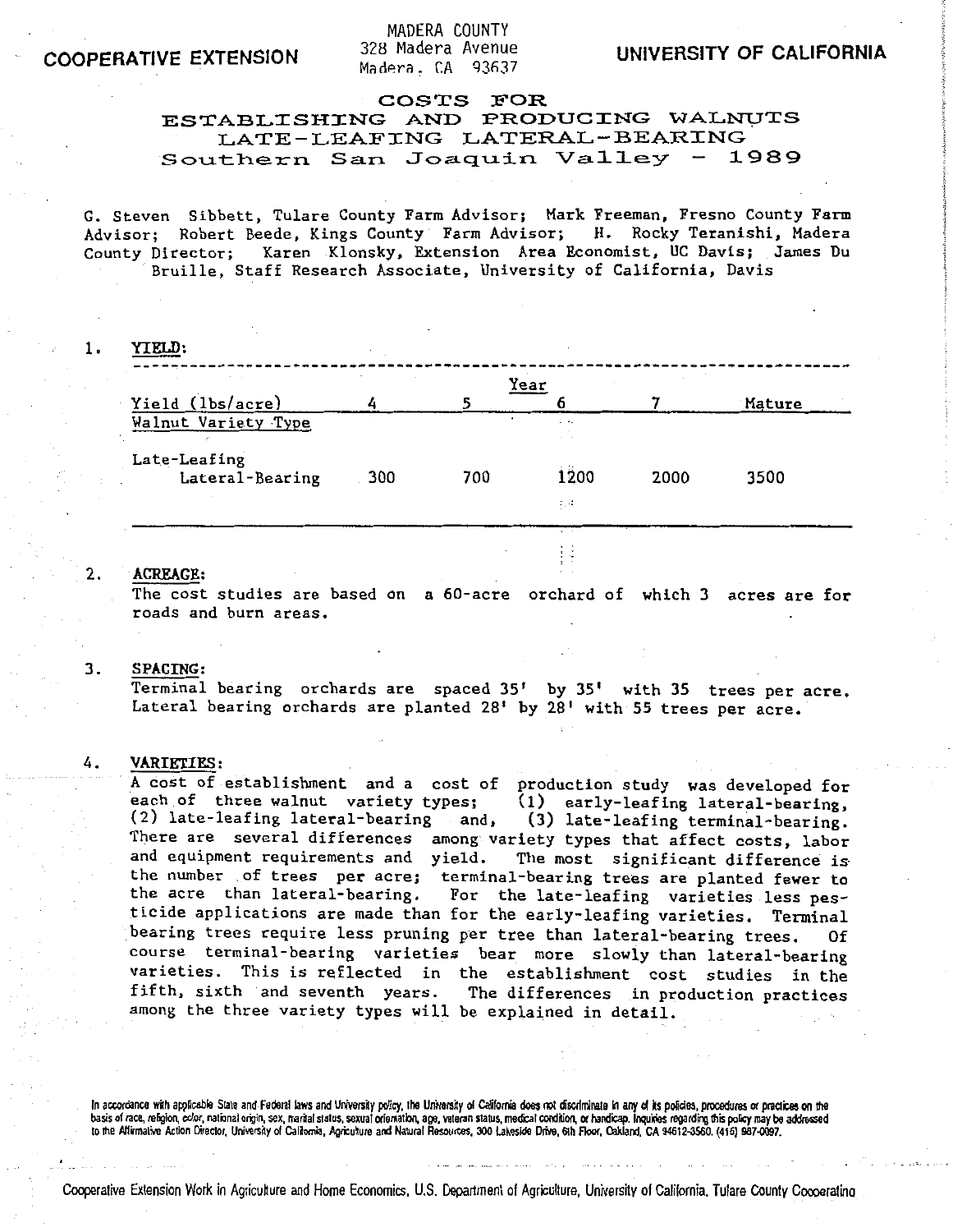COOPERATIVE EXTENSION

MADERA COUNTY
328 Madera Avenue
Madera, CA 93637

UNIVERSITY OF CALIFORNIA

# COSTS FOR ESTABLISHING AND PRODUCING WALNUTS LATE-LEAFING LATERAL-BEARING Southern San Joaquin Valley - 1989

G. Steven Sibbett, Tulare County Farm Advisor; Mark Freeman, Fresno County Farm Advisor; Robert Beede, Kings County Farm Advisor; H. Rocky Teranishi, Madera County Director; Karen Klonsky, Extension Area Economist, UC Davis; James Du Bruille, Staff Research Associate, University of California, Davis

1. **YIELD:**

| Yield (lbs/acre) | Year 4 | 5 | 6 | 7 | Mature |
|---|---|---|---|---|---|
| Walnut Variety Type | | | | | |
| Late-Leafing Lateral-Bearing | 300 | 700 | 1200 | 2000 | 3500 |

2. **ACREAGE:**
The cost studies are based on a 60-acre orchard of which 3 acres are for roads and burn areas.

3. **SPACING:**
Terminal bearing orchards are spaced 35' by 35' with 35 trees per acre. Lateral bearing orchards are planted 28' by 28' with 55 trees per acre.

4. **VARIETIES:**
A cost of establishment and a cost of production study was developed for each of three walnut variety types; (1) early-leafing lateral-bearing, (2) late-leafing lateral-bearing and, (3) late-leafing terminal-bearing. There are several differences among variety types that affect costs, labor and equipment requirements and yield. The most significant difference is the number of trees per acre; terminal-bearing trees are planted fewer to the acre than lateral-bearing. For the late-leafing varieties less pesticide applications are made than for the early-leafing varieties. Terminal bearing trees require less pruning per tree than lateral-bearing trees. Of course terminal-bearing varieties bear more slowly than lateral-bearing varieties. This is reflected in the establishment cost studies in the fifth, sixth and seventh years. The differences in production practices among the three variety types will be explained in detail.

In accordance with applicable State and Federal laws and University policy, the University of California does not discriminate in any of its policies, procedures or practices on the basis of race, religion, color, national origin, sex, marital status, sexual orientation, age, veteran status, medical condition, or handicap. Inquiries regarding this policy may be addressed to the Affirmative Action Director, University of California, Agriculture and Natural Resources, 300 Lakeside Drive, 6th Floor, Oakland, CA 94612-3560. (415) 987-0097.

Cooperative Extension Work in Agriculture and Home Economics, U.S. Department of Agriculture, University of California, Tulare County Cooperating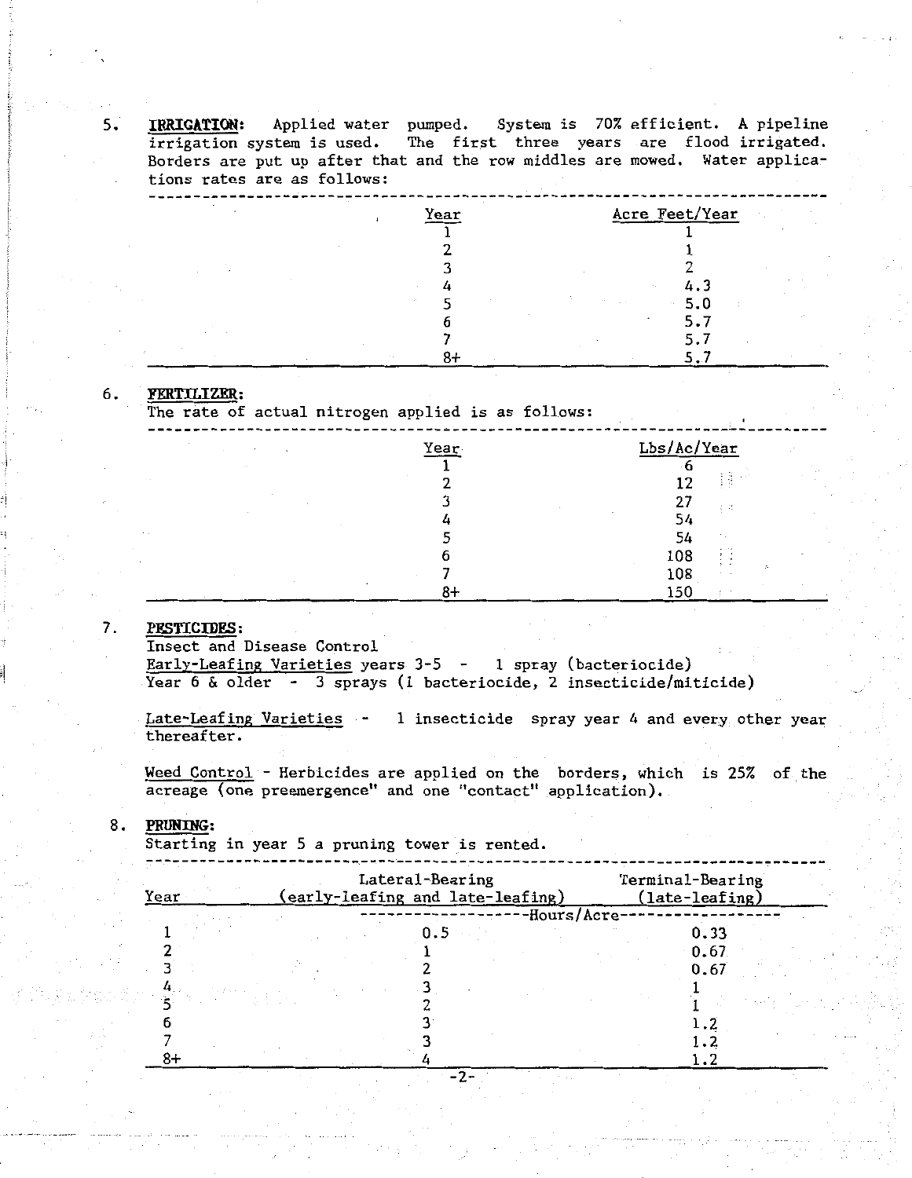5. **IRRIGATION:** Applied water pumped. System is 70% efficient. A pipeline irrigation system is used. The first three years are flood irrigated. Borders are put up after that and the row middles are mowed. Water applications rates are as follows:

| Year | Acre Feet/Year |
|---|---|
| 1 | 1 |
| 2 | 1 |
| 3 | 2 |
| 4 | 4.3 |
| 5 | 5.0 |
| 6 | 5.7 |
| 7 | 5.7 |
| 8+ | 5.7 |

6. **FERTILIZER:**
The rate of actual nitrogen applied is as follows:

| Year | Lbs/Ac/Year |
|---|---|
| 1 | 6 |
| 2 | 12 |
| 3 | 27 |
| 4 | 54 |
| 5 | 54 |
| 6 | 108 |
| 7 | 108 |
| 8+ | 150 |

7. **PESTICIDES:**
Insect and Disease Control
Early-Leafing Varieties years 3-5 - 1 spray (bacteriocide)
Year 6 & older - 3 sprays (1 bacteriocide, 2 insecticide/miticide)

Late-Leafing Varieties - 1 insecticide spray year 4 and every other year thereafter.

Weed Control - Herbicides are applied on the borders, which is 25% of the acreage (one preemergence" and one "contact" application).

8. **PRUNING:**
Starting in year 5 a pruning tower is rented.

| Year | Lateral-Bearing (early-leafing and late-leafing) | Terminal-Bearing (late-leafing) |
|---|---|---|
| | Hours/Acre | |
| 1 | 0.5 | 0.33 |
| 2 | 1 | 0.67 |
| 3 | 2 | 0.67 |
| 4 | 3 | 1 |
| 5 | 2 | 1 |
| 6 | 3 | 1.2 |
| 7 | 3 | 1.2 |
| 8+ | 4 | 1.2 |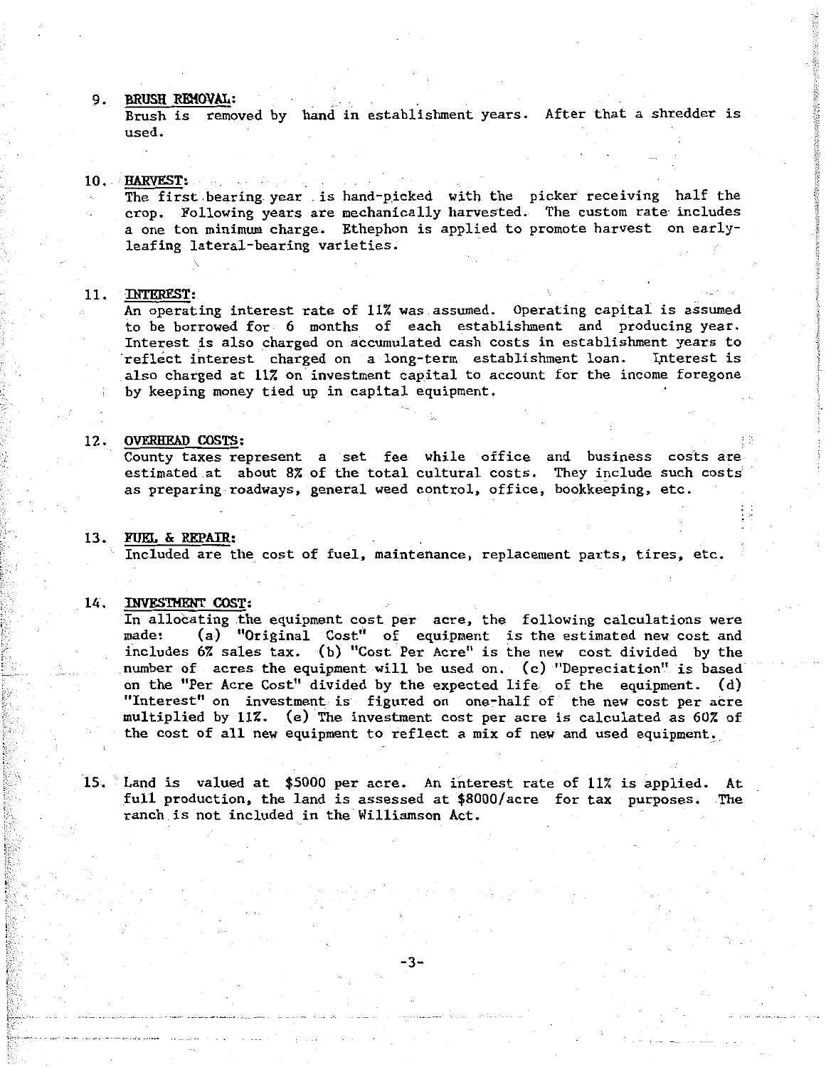9. **BRUSH REMOVAL:**
   Brush is removed by hand in establishment years. After that a shredder is used.

10. **HARVEST:**
    The first bearing year is hand-picked with the picker receiving half the crop. Following years are mechanically harvested. The custom rate includes a one ton minimum charge. Ethephon is applied to promote harvest on early-leafing lateral-bearing varieties.

11. **INTEREST:**
    An operating interest rate of 11% was assumed. Operating capital is assumed to be borrowed for 6 months of each establishment and producing year. Interest is also charged on accumulated cash costs in establishment years to reflect interest charged on a long-term establishment loan. Interest is also charged at 11% on investment capital to account for the income foregone by keeping money tied up in capital equipment.

12. **OVERHEAD COSTS:**
    County taxes represent a set fee while office and business costs are estimated at about 8% of the total cultural costs. They include such costs as preparing roadways, general weed control, office, bookkeeping, etc.

13. **FUEL & REPAIR:**
    Included are the cost of fuel, maintenance, replacement parts, tires, etc.

14. **INVESTMENT COST:**
    In allocating the equipment cost per acre, the following calculations were made: (a) "Original Cost" of equipment is the estimated new cost and includes 6% sales tax. (b) "Cost Per Acre" is the new cost divided by the number of acres the equipment will be used on. (c) "Depreciation" is based on the "Per Acre Cost" divided by the expected life of the equipment. (d) "Interest" on investment is figured on one-half of the new cost per acre multiplied by 11%. (e) The investment cost per acre is calculated as 60% of the cost of all new equipment to reflect a mix of new and used equipment.

15. Land is valued at $5000 per acre. An interest rate of 11% is applied. At full production, the land is assessed at $8000/acre for tax purposes. The ranch is not included in the Williamson Act.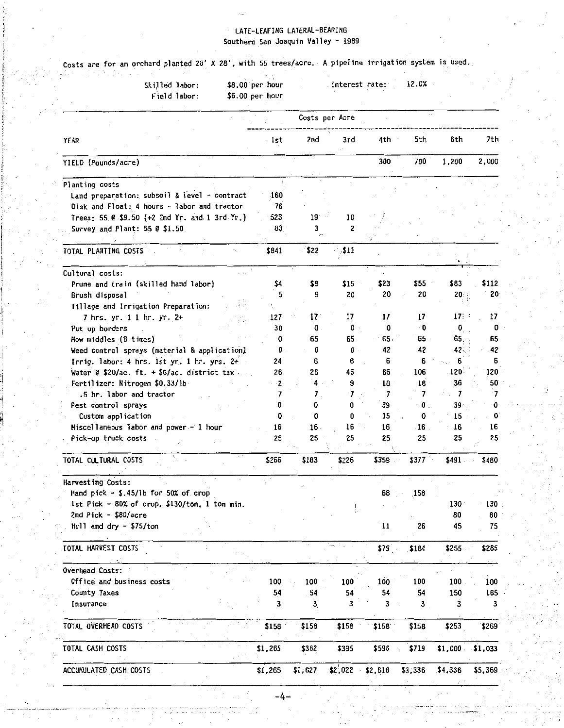# LATE-LEAFING LATERAL-BEARING
## Southern San Joaquin Valley - 1989

Costs are for an orchard planted 28' X 28', with 55 trees/acre. A pipeline irrigation system is used.

Skilled labor: $8.00 per hour  Interest rate: 12.0%
Field labor: $6.00 per hour

| | Costs per Acre | | | | | | |
|---|---|---|---|---|---|---|---|
| YEAR | 1st | 2nd | 3rd | 4th | 5th | 6th | 7th |
| YIELD (Pounds/acre) | | | | 300 | 700 | 1,200 | 2,000 |
| Planting costs | | | | | | | |
| Land preparation: subsoil & level - contract | 160 | | | | | | |
| Disk and Float: 4 hours - labor and tractor | 76 | | | | | | |
| Trees: 55 @ $9.50 (+2 2nd Yr. and 1 3rd Yr.) | 523 | 19 | 10 | | | | |
| Survey and Plant: 55 @ $1.50 | 83 | 3 | 2 | | | | |
| TOTAL PLANTING COSTS | $841 | $22 | $11 | | | | |
| Cultural costs: | | | | | | | |
| Prune and train (skilled hand labor) | $4 | $8 | $15 | $23 | $55 | $83 | $112 |
| Brush disposal | 5 | 9 | 20 | 20 | 20 | 20 | 20 |
| Tillage and Irrigation Preparation: 7 hrs. yr. 1 1 hr. yr. 2+ | 127 | 17 | 17 | 17 | 17 | 17 | 17 |
| Put up borders | 30 | 0 | 0 | 0 | 0 | 0 | 0 |
| Mow middles (8 times) | 0 | 65 | 65 | 65 | 65 | 65 | 65 |
| Weed control sprays (material & application) | 0 | 0 | 0 | 42 | 42 | 42 | 42 |
| Irrig. labor: 4 hrs. 1st yr. 1 hr. yrs. 2+ | 24 | 6 | 6 | 6 | 6 | 6 | 6 |
| Water @ $20/ac. ft. + $6/ac. district tax | 26 | 26 | 46 | 66 | 106 | 120 | 120 |
| Fertilizer: Nitrogen $0.33/lb | 2 | 4 | 9 | 10 | 18 | 36 | 50 |
| .5 hr. labor and tractor | 7 | 7 | 7 | 7 | 7 | 7 | 7 |
| Pest control sprays | 0 | 0 | 0 | 39 | 0 | 39 | 0 |
| Custom application | 0 | 0 | 0 | 15 | 0 | 15 | 0 |
| Miscellaneous labor and power - 1 hour | 16 | 16 | 16 | 16 | 16 | 16 | 16 |
| Pick-up truck costs | 25 | 25 | 25 | 25 | 25 | 25 | 25 |
| TOTAL CULTURAL COSTS | $266 | $183 | $226 | $359 | $377 | $491 | $480 |
| Harvesting Costs: | | | | | | | |
| Hand pick - $.45/lb for 50% of crop | | | | 68 | 158 | | |
| 1st Pick - 80% of crop, $130/ton, 1 ton min. | | | | | | 130 | 130 |
| 2nd Pick - $80/acre | | | | | | 80 | 80 |
| Hull and dry - $75/ton | | | | 11 | 26 | 45 | 75 |
| TOTAL HARVEST COSTS | | | | $79 | $184 | $255 | $285 |
| Overhead Costs: | | | | | | | |
| Office and business costs | 100 | 100 | 100 | 100 | 100 | 100 | 100 |
| County Taxes | 54 | 54 | 54 | 54 | 54 | 150 | 165 |
| Insurance | 3 | 3 | 3 | 3 | 3 | 3 | 3 |
| TOTAL OVERHEAD COSTS | $158 | $158 | $158 | $158 | $158 | $253 | $269 |
| TOTAL CASH COSTS | $1,265 | $362 | $395 | $596 | $719 | $1,000 | $1,033 |
| ACCUMULATED CASH COSTS | $1,265 | $1,627 | $2,022 | $2,618 | $3,336 | $4,336 | $5,369 |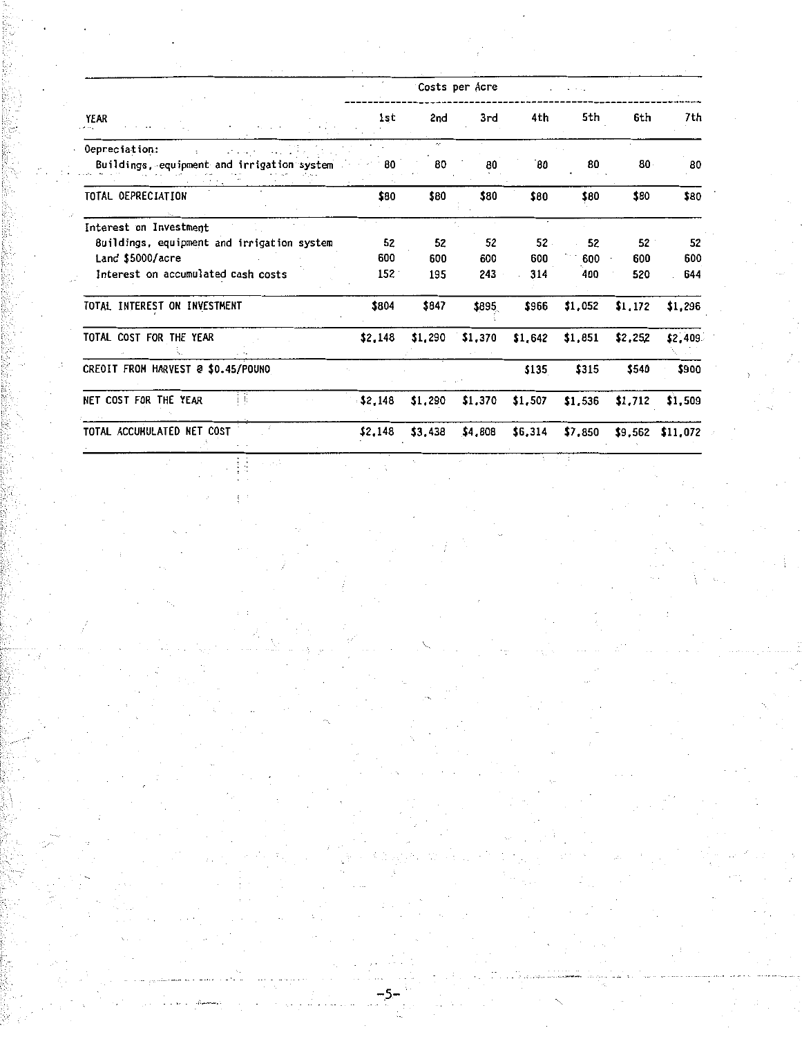| YEAR | Costs per Acre | | | | | | |
|---|---|---|---|---|---|---|---|
| | 1st | 2nd | 3rd | 4th | 5th | 6th | 7th |
| Depreciation: | | | | | | | |
| Buildings, equipment and irrigation system | 80 | 80 | 80 | 80 | 80 | 80 | 80 |
| TOTAL DEPRECIATION | $80 | $80 | $80 | $80 | $80 | $80 | $80 |
| Interest on Investment | | | | | | | |
| Buildings, equipment and irrigation system | 52 | 52 | 52 | 52 | 52 | 52 | 52 |
| Land $5000/acre | 600 | 600 | 600 | 600 | 600 | 600 | 600 |
| Interest on accumulated cash costs | 152 | 195 | 243 | 314 | 400 | 520 | 644 |
| TOTAL INTEREST ON INVESTMENT | $804 | $847 | $895 | $966 | $1,052 | $1,172 | $1,296 |
| TOTAL COST FOR THE YEAR | $2,148 | $1,290 | $1,370 | $1,642 | $1,851 | $2,252 | $2,409 |
| CREDIT FROM HARVEST @ $0.45/POUND | | | | $135 | $315 | $540 | $900 |
| NET COST FOR THE YEAR | $2,148 | $1,290 | $1,370 | $1,507 | $1,536 | $1,712 | $1,509 |
| TOTAL ACCUMULATED NET COST | $2,148 | $3,438 | $4,808 | $6,314 | $7,850 | $9,562 | $11,072 |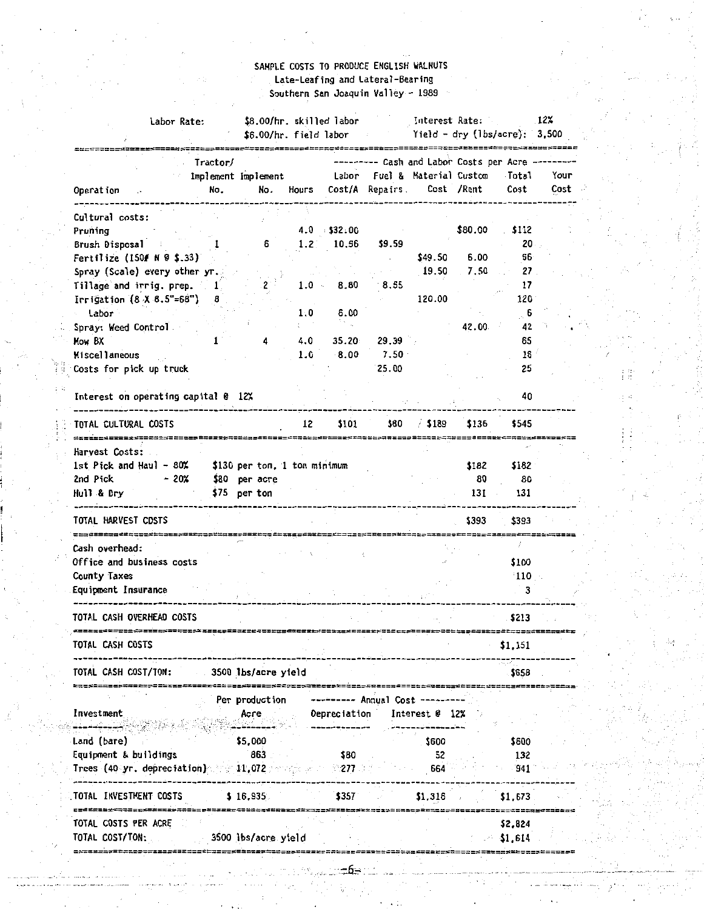# SAMPLE COSTS TO PRODUCE ENGLISH WALNUTS
## Late-Leafing and Lateral-Bearing
## Southern San Joaquin Valley - 1989

| | | | |
|---|---|---|---|
| Labor Rate: | $8.00/hr. skilled labor | Interest Rate: | 12% |
| | $6.00/hr. field labor | Yield - dry (lbs/acre): | 3,500 |

| Operation | Tractor/ Implement No. | Implement No. | Hours | Cash and Labor Costs per Acre: Labor Cost/A | Fuel & Repairs | Material Cost | Custom /Rent | Total Cost | Your Cost |
|---|---|---|---|---|---|---|---|---|---|
| Cultural costs: | | | | | | | | | |
| Pruning | | | 4.0 | $32.00 | | | $80.00 | $112 | |
| Brush Disposal | 1 | 6 | 1.2 | 10.56 | $9.59 | | | 20 | |
| Fertilize (150# N @ $.33) | | | | | | $49.50 | 6.00 | 56 | |
| Spray (Scale) every other yr. | | | | | | 19.50 | 7.50 | 27 | |
| Tillage and irrig. prep. | 1 | 2 | 1.0 | 8.80 | 8.55 | | | 17 | |
| Irrigation (8 X 8.5"=68") | 8 | | | | | 120.00 | | 120 | |
| Labor | | | 1.0 | 6.00 | | | | 6 | |
| Spray; Weed Control | | | | | | | 42.00 | 42 | |
| Mow 8X | 1 | 4 | 4.0 | 35.20 | 29.39 | | | 65 | |
| Miscellaneous | | | 1.0 | 8.00 | 7.50 | | | 16 | |
| Costs for pick up truck | | | | | 25.00 | | | 25 | |
| Interest on operating capital @ 12% | | | | | | | | 40 | |
| TOTAL CULTURAL COSTS | | | 12 | $101 | $80 | $189 | $136 | $545 | |
| Harvest Costs: | | | | | | | | | |
| 1st Pick and Haul - 80% | $130 per ton, 1 ton minimum | | | | | | $182 | $182 | |
| 2nd Pick - 20% | $80 per acre | | | | | | 80 | 80 | |
| Hull & Dry | $75 per ton | | | | | | 131 | 131 | |
| TOTAL HARVEST COSTS | | | | | | | $393 | $393 | |
| Cash overhead: | | | | | | | | | |
| Office and business costs | | | | | | | | $100 | |
| County Taxes | | | | | | | | 110 | |
| Equipment Insurance | | | | | | | | 3 | |
| TOTAL CASH OVERHEAD COSTS | | | | | | | | $213 | |
| TOTAL CASH COSTS | | | | | | | | $1,151 | |
| TOTAL CASH COST/TON: | 3500 lbs/acre yield | | | | | | | $658 | |

| Investment | Per production Acre | Annual Cost: Depreciation | Interest @ 12% | |
|---|---|---|---|---|
| Land (bare) | $5,000 | | $600 | $600 |
| Equipment & buildings | 863 | $80 | 52 | 132 |
| Trees (40 yr. depreciation) | 11,072 | 277 | 664 | 941 |
| TOTAL INVESTMENT COSTS | $ 16,935 | $357 | $1,316 | $1,673 |
| TOTAL COSTS PER ACRE | | | | $2,824 |
| TOTAL COST/TON: | 3500 lbs/acre yield | | | $1,614 |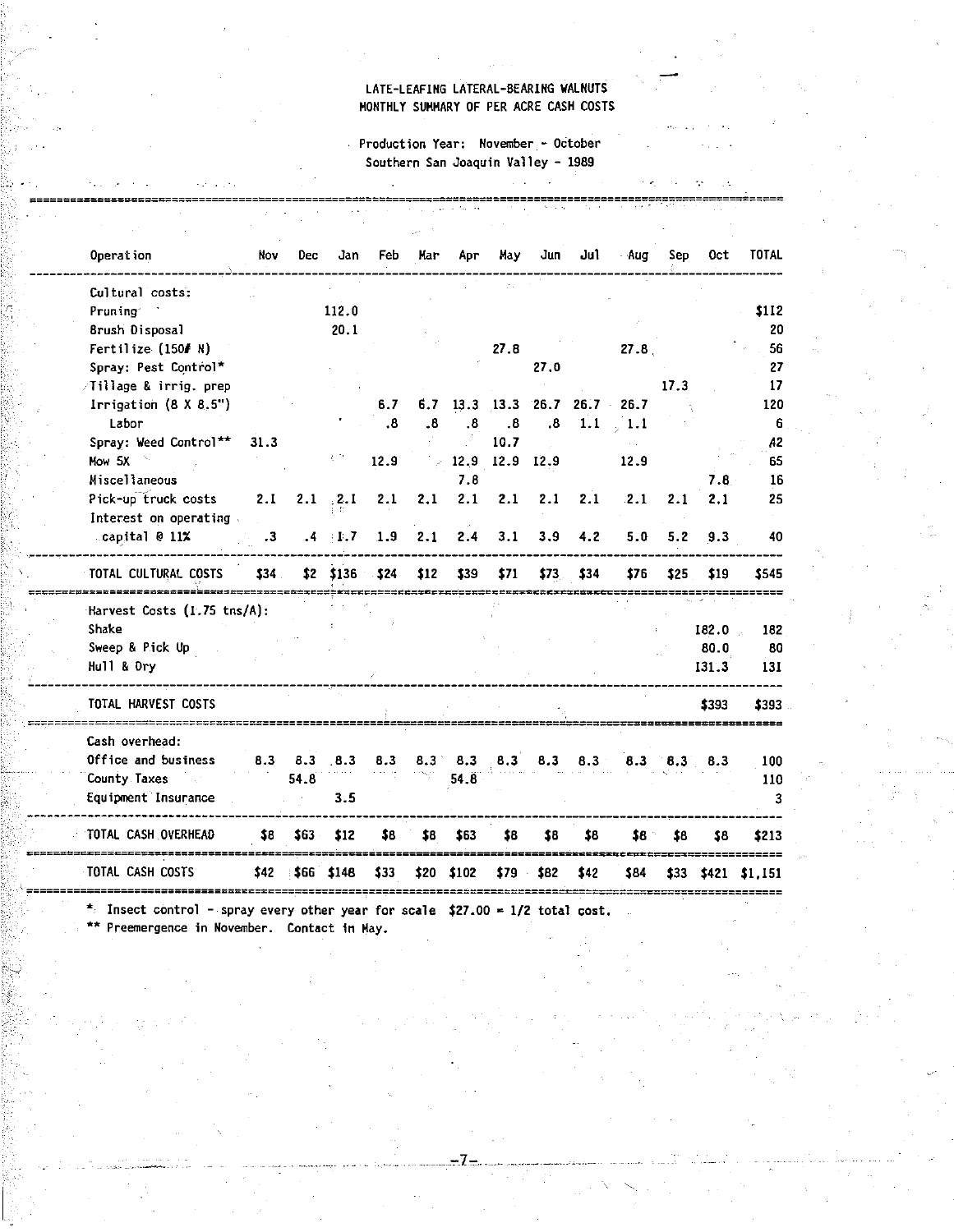LATE-LEAFING LATERAL-BEARING WALNUTS
MONTHLY SUMMARY OF PER ACRE CASH COSTS

Production Year: November - October
Southern San Joaquin Valley - 1989

| Operation | Nov | Dec | Jan | Feb | Mar | Apr | May | Jun | Jul | Aug | Sep | Oct | TOTAL |
|---|---|---|---|---|---|---|---|---|---|---|---|---|---|
| Cultural costs: | | | | | | | | | | | | | |
| Pruning | | | 112.0 | | | | | | | | | | $112 |
| Brush Disposal | | | 20.1 | | | | | | | | | | 20 |
| Fertilize (150# N) | | | | | | | 27.8 | | | 27.8 | | | 56 |
| Spray: Pest Control* | | | | | | | | 27.0 | | | | | 27 |
| Tillage & irrig. prep | | | | | | | | | | | 17.3 | | 17 |
| Irrigation (8 X 8.5") | | | | 6.7 | 6.7 | 13.3 | 13.3 | 26.7 | 26.7 | 26.7 | | | 120 |
| Labor | | | | .8 | .8 | .8 | .8 | .8 | 1.1 | 1.1 | | | 6 |
| Spray: Weed Control** | 31.3 | | | | | | 10.7 | | | | | | 42 |
| Mow 5X | | | | 12.9 | | 12.9 | 12.9 | 12.9 | | 12.9 | | | 65 |
| Miscellaneous | | | | | | 7.8 | | | | | | 7.8 | 16 |
| Pick-up truck costs | 2.1 | 2.1 | 2.1 | 2.1 | 2.1 | 2.1 | 2.1 | 2.1 | 2.1 | 2.1 | 2.1 | 2.1 | 25 |
| Interest on operating capital @ 11% | .3 | .4 | 1.7 | 1.9 | 2.1 | 2.4 | 3.1 | 3.9 | 4.2 | 5.0 | 5.2 | 9.3 | 40 |
| TOTAL CULTURAL COSTS | $34 | $2 | $136 | $24 | $12 | $39 | $71 | $73 | $34 | $76 | $25 | $19 | $545 |
| Harvest Costs (1.75 tns/A): | | | | | | | | | | | | | |
| Shake | | | | | | | | | | | | 182.0 | 182 |
| Sweep & Pick Up | | | | | | | | | | | | 80.0 | 80 |
| Hull & Dry | | | | | | | | | | | | 131.3 | 131 |
| TOTAL HARVEST COSTS | | | | | | | | | | | | $393 | $393 |
| Cash overhead: | | | | | | | | | | | | | |
| Office and business | 8.3 | 8.3 | 8.3 | 8.3 | 8.3 | 8.3 | 8.3 | 8.3 | 8.3 | 8.3 | 8.3 | 8.3 | 100 |
| County Taxes | | 54.8 | | | | 54.8 | | | | | | | 110 |
| Equipment Insurance | | | 3.5 | | | | | | | | | | 3 |
| TOTAL CASH OVERHEAD | $8 | $63 | $12 | $8 | $8 | $63 | $8 | $8 | $8 | $8 | $8 | $8 | $213 |
| TOTAL CASH COSTS | $42 | $66 | $148 | $33 | $20 | $102 | $79 | $82 | $42 | $84 | $33 | $421 | $1,151 |

\* Insect control - spray every other year for scale $27.00 = 1/2 total cost.
\** Preemergence in November. Contact in May.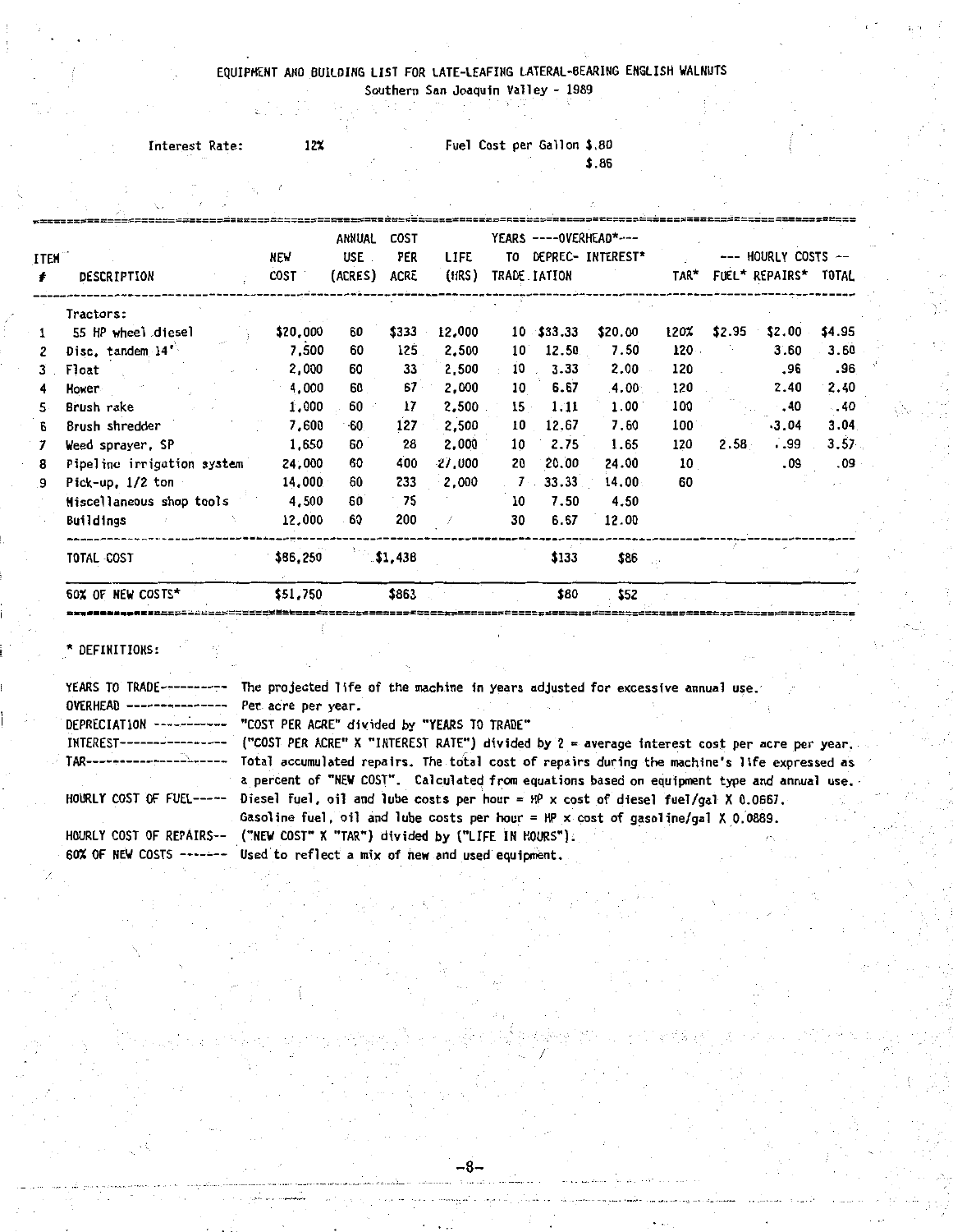EQUIPMENT AND BUILDING LIST FOR LATE-LEAFING LATERAL-BEARING ENGLISH WALNUTS
Southern San Joaquin Valley - 1989

Interest Rate: 12%

Fuel Cost per Gallon $.80
$.86

| ITEM # | DESCRIPTION | NEW COST | ANNUAL USE (ACRES) | COST PER ACRE | LIFE (HRS) | YEARS TO TRADE | ----OVERHEAD*---- DEPREC-IATION | INTEREST* | TAR* | --- HOURLY COSTS -- FUEL* | REPAIRS* | TOTAL |
|---|---|---|---|---|---|---|---|---|---|---|---|---|
| | Tractors: | | | | | | | | | | | |
| 1 | 55 HP wheel diesel | $20,000 | 60 | $333 | 12,000 | 10 | $33.33 | $20.00 | 120% | $2.95 | $2.00 | $4.95 |
| 2 | Disc, tandem 14' | 7,500 | 60 | 125 | 2,500 | 10 | 12.50 | 7.50 | 120 | | 3.60 | 3.60 |
| 3 | Float | 2,000 | 60 | 33 | 2,500 | 10 | 3.33 | 2.00 | 120 | | .96 | .96 |
| 4 | Mower | 4,000 | 60 | 67 | 2,000 | 10 | 6.67 | 4.00 | 120 | | 2.40 | 2.40 |
| 5 | Brush rake | 1,000 | 60 | 17 | 2,500 | 15 | 1.11 | 1.00 | 100 | | .40 | .40 |
| 6 | Brush shredder | 7,600 | 60 | 127 | 2,500 | 10 | 12.67 | 7.60 | 100 | | 3.04 | 3.04 |
| 7 | Weed sprayer, SP | 1,650 | 60 | 28 | 2,000 | 10 | 2.75 | 1.65 | 120 | 2.58 | .99 | 3.57 |
| 8 | Pipeline irrigation system | 24,000 | 60 | 400 | 27,000 | 20 | 20.00 | 24.00 | 10 | | .09 | .09 |
| 9 | Pick-up, 1/2 ton | 14,000 | 60 | 233 | 2,000 | 7 | 33.33 | 14.00 | 60 | | | |
| | Miscellaneous shop tools | 4,500 | 60 | 75 | | 10 | 7.50 | 4.50 | | | | |
| | Buildings | 12,000 | 60 | 200 | | 30 | 6.67 | 12.00 | | | | |
| | TOTAL COST | $86,250 | | $1,438 | | | $133 | $86 | | | | |
| | 60% OF NEW COSTS* | $51,750 | | $863 | | | $80 | $52 | | | | |

\* DEFINITIONS:

YEARS TO TRADE---------- The projected life of the machine in years adjusted for excessive annual use.

OVERHEAD --------------- Per acre per year.

DEPRECIATION ----------- "COST PER ACRE" divided by "YEARS TO TRADE"

INTEREST---------------- ("COST PER ACRE" X "INTEREST RATE") divided by 2 = average interest cost per acre per year.

TAR--------------------- Total accumulated repairs. The total cost of repairs during the machine's life expressed as a percent of "NEW COST". Calculated from equations based on equipment type and annual use.

HOURLY COST OF FUEL----- Diesel fuel, oil and lube costs per hour = HP x cost of diesel fuel/gal X 0.0667.
Gasoline fuel, oil and lube costs per hour = HP x cost of gasoline/gal X 0.0889.

HOURLY COST OF REPAIRS-- ("NEW COST" X "TAR") divided by ("LIFE IN HOURS").

60% OF NEW COSTS ------- Used to reflect a mix of new and used equipment.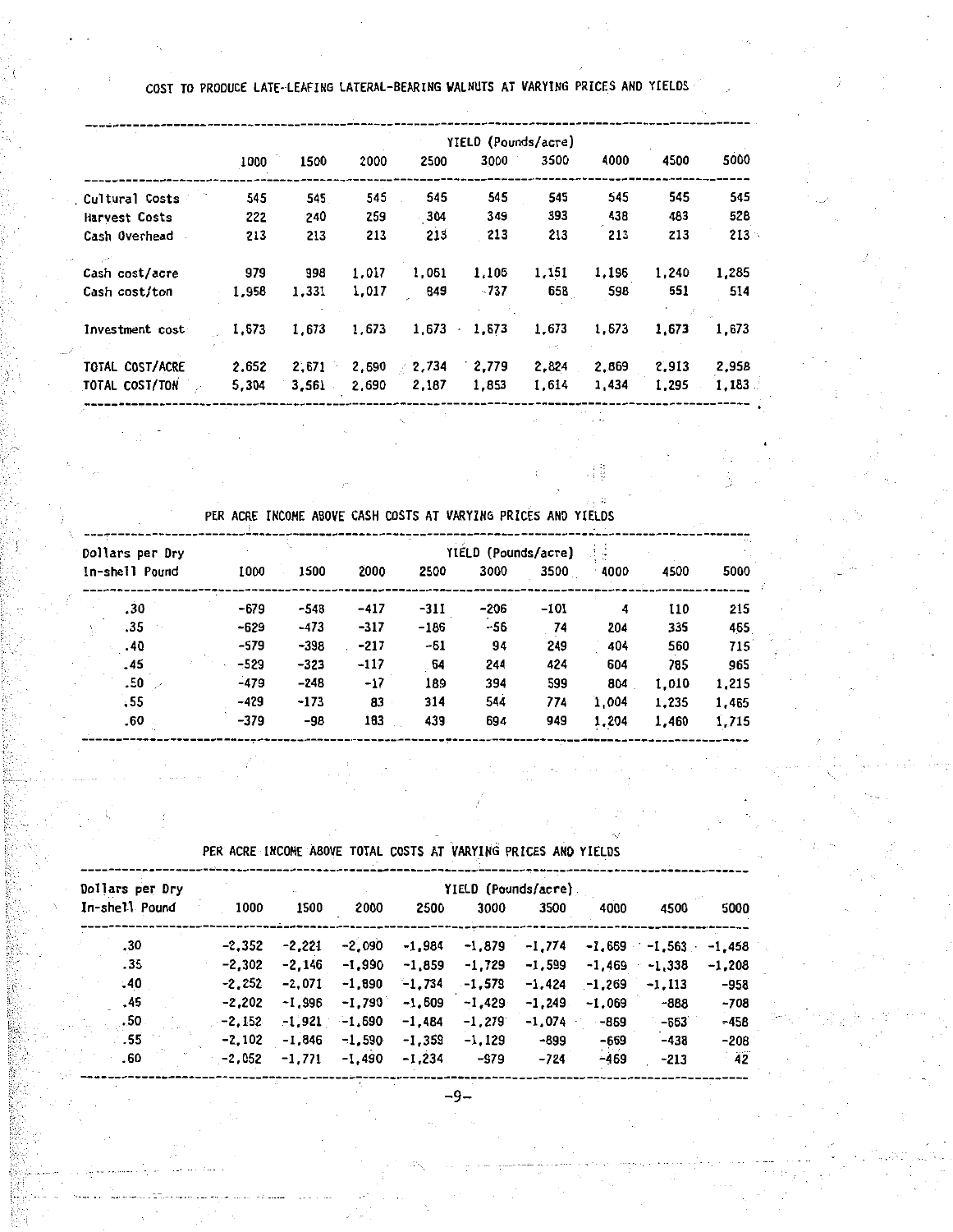## COST TO PRODUCE LATE-LEAFING LATERAL-BEARING WALNUTS AT VARYING PRICES AND YIELDS

| | YIELD (Pounds/acre) | | | | | | | | |
|---|---|---|---|---|---|---|---|---|---|
| | 1000 | 1500 | 2000 | 2500 | 3000 | 3500 | 4000 | 4500 | 5000 |
| Cultural Costs | 545 | 545 | 545 | 545 | 545 | 545 | 545 | 545 | 545 |
| Harvest Costs | 222 | 240 | 259 | 304 | 349 | 393 | 438 | 483 | 528 |
| Cash Overhead | 213 | 213 | 213 | 213 | 213 | 213 | 213 | 213 | 213 |
| Cash cost/acre | 979 | 998 | 1,017 | 1,061 | 1,106 | 1,151 | 1,196 | 1,240 | 1,285 |
| Cash cost/ton | 1,958 | 1,331 | 1,017 | 849 | 737 | 658 | 598 | 551 | 514 |
| Investment cost | 1,673 | 1,673 | 1,673 | 1,673 | 1,673 | 1,673 | 1,673 | 1,673 | 1,673 |
| TOTAL COST/ACRE | 2,652 | 2,671 | 2,690 | 2,734 | 2,779 | 2,824 | 2,869 | 2,913 | 2,958 |
| TOTAL COST/TON | 5,304 | 3,561 | 2,690 | 2,187 | 1,853 | 1,614 | 1,434 | 1,295 | 1,183 |

## PER ACRE INCOME ABOVE CASH COSTS AT VARYING PRICES AND YIELDS

| Dollars per Dry | YIELD (Pounds/acre) | | | | | | | | |
|---|---|---|---|---|---|---|---|---|---|
| In-shell Pound | 1000 | 1500 | 2000 | 2500 | 3000 | 3500 | 4000 | 4500 | 5000 |
| .30 | -679 | -548 | -417 | -311 | -206 | -101 | 4 | 110 | 215 |
| .35 | -629 | -473 | -317 | -186 | -56 | 74 | 204 | 335 | 465 |
| .40 | -579 | -398 | -217 | -61 | 94 | 249 | 404 | 560 | 715 |
| .45 | -529 | -323 | -117 | 64 | 244 | 424 | 604 | 785 | 965 |
| .50 | -479 | -248 | -17 | 189 | 394 | 599 | 804 | 1,010 | 1,215 |
| .55 | -429 | -173 | 83 | 314 | 544 | 774 | 1,004 | 1,235 | 1,465 |
| .60 | -379 | -98 | 183 | 439 | 694 | 949 | 1,204 | 1,460 | 1,715 |

## PER ACRE INCOME ABOVE TOTAL COSTS AT VARYING PRICES AND YIELDS

| Dollars per Dry | YIELD (Pounds/acre) | | | | | | | | |
|---|---|---|---|---|---|---|---|---|---|
| In-shell Pound | 1000 | 1500 | 2000 | 2500 | 3000 | 3500 | 4000 | 4500 | 5000 |
| .30 | -2,352 | -2,221 | -2,090 | -1,984 | -1,879 | -1,774 | -1,669 | -1,563 | -1,458 |
| .35 | -2,302 | -2,146 | -1,990 | -1,859 | -1,729 | -1,599 | -1,469 | -1,338 | -1,208 |
| .40 | -2,252 | -2,071 | -1,890 | -1,734 | -1,579 | -1,424 | -1,269 | -1,113 | -958 |
| .45 | -2,202 | -1,996 | -1,790 | -1,609 | -1,429 | -1,249 | -1,069 | -888 | -708 |
| .50 | -2,152 | -1,921 | -1,690 | -1,484 | -1,279 | -1,074 | -869 | -663 | -458 |
| .55 | -2,102 | -1,846 | -1,590 | -1,359 | -1,129 | -899 | -669 | -438 | -208 |
| .60 | -2,052 | -1,771 | -1,490 | -1,234 | -979 | -724 | -469 | -213 | 42 |